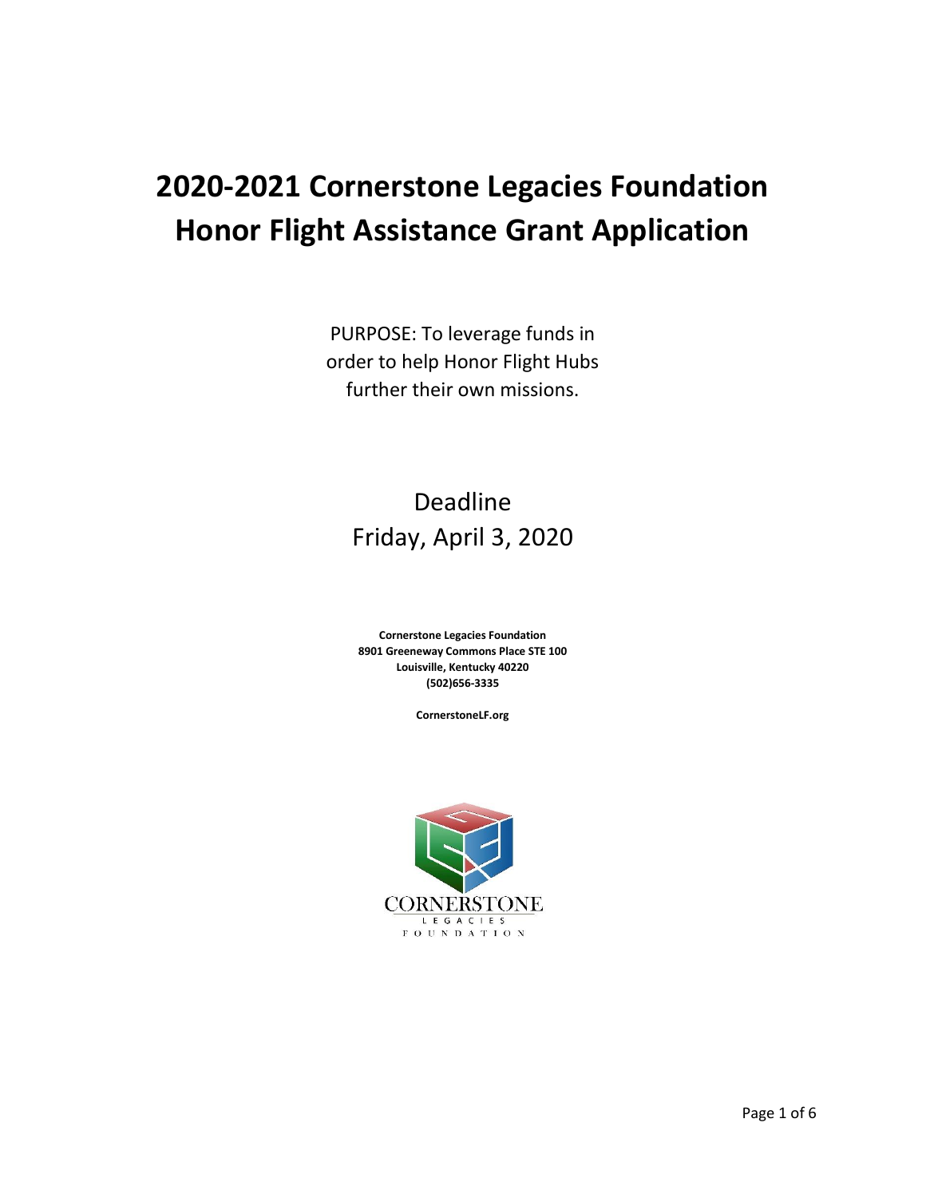# 2020-2021 Cornerstone Legacies Foundation Honor Flight Assistance Grant Application

PURPOSE: To leverage funds in order to help Honor Flight Hubs further their own missions.

Deadline
Friday, April 3, 2020

**Cornerstone Legacies Foundation**
**8901 Greeneway Commons Place STE 100**
**Louisville, Kentucky 40220**
**(502)656-3335**

**CornerstoneLF.org**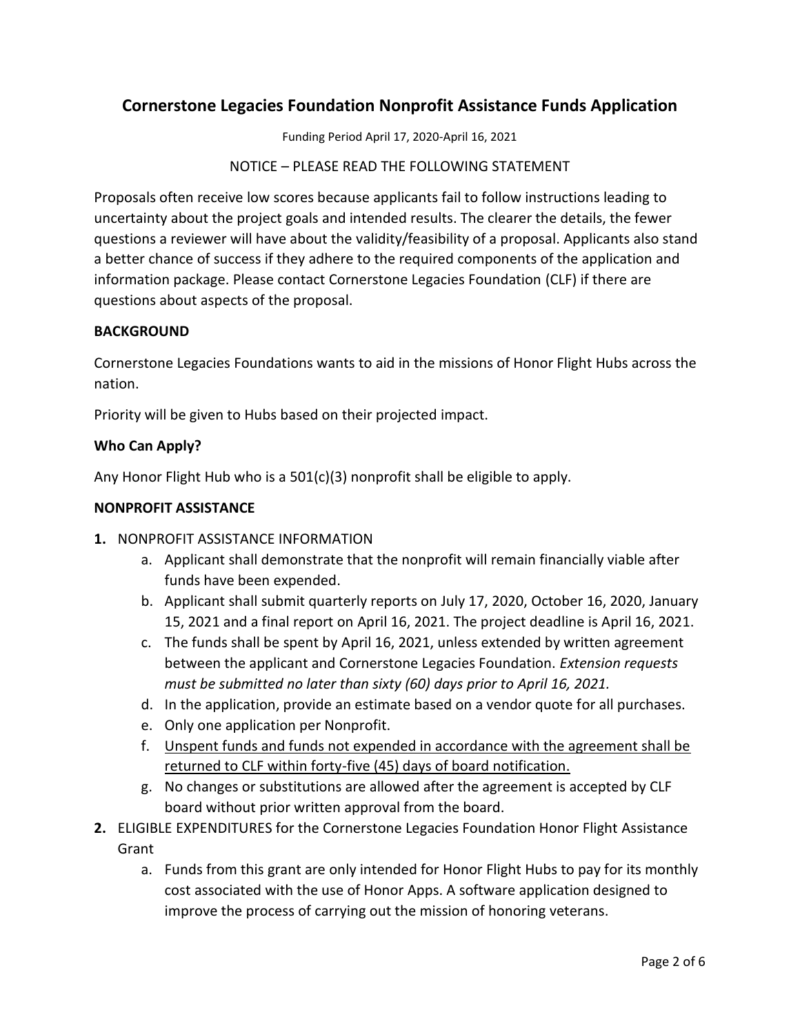# Cornerstone Legacies Foundation Nonprofit Assistance Funds Application

Funding Period April 17, 2020-April 16, 2021

NOTICE – PLEASE READ THE FOLLOWING STATEMENT

Proposals often receive low scores because applicants fail to follow instructions leading to uncertainty about the project goals and intended results. The clearer the details, the fewer questions a reviewer will have about the validity/feasibility of a proposal. Applicants also stand a better chance of success if they adhere to the required components of the application and information package. Please contact Cornerstone Legacies Foundation (CLF) if there are questions about aspects of the proposal.

**BACKGROUND**

Cornerstone Legacies Foundations wants to aid in the missions of Honor Flight Hubs across the nation.

Priority will be given to Hubs based on their projected impact.

**Who Can Apply?**

Any Honor Flight Hub who is a 501(c)(3) nonprofit shall be eligible to apply.

**NONPROFIT ASSISTANCE**

1. NONPROFIT ASSISTANCE INFORMATION
   a. Applicant shall demonstrate that the nonprofit will remain financially viable after funds have been expended.
   b. Applicant shall submit quarterly reports on July 17, 2020, October 16, 2020, January 15, 2021 and a final report on April 16, 2021. The project deadline is April 16, 2021.
   c. The funds shall be spent by April 16, 2021, unless extended by written agreement between the applicant and Cornerstone Legacies Foundation. *Extension requests must be submitted no later than sixty (60) days prior to April 16, 2021.*
   d. In the application, provide an estimate based on a vendor quote for all purchases.
   e. Only one application per Nonprofit.
   f. <u>Unspent funds and funds not expended in accordance with the agreement shall be returned to CLF within forty-five (45) days of board notification.</u>
   g. No changes or substitutions are allowed after the agreement is accepted by CLF board without prior written approval from the board.
2. ELIGIBLE EXPENDITURES for the Cornerstone Legacies Foundation Honor Flight Assistance Grant
   a. Funds from this grant are only intended for Honor Flight Hubs to pay for its monthly cost associated with the use of Honor Apps. A software application designed to improve the process of carrying out the mission of honoring veterans.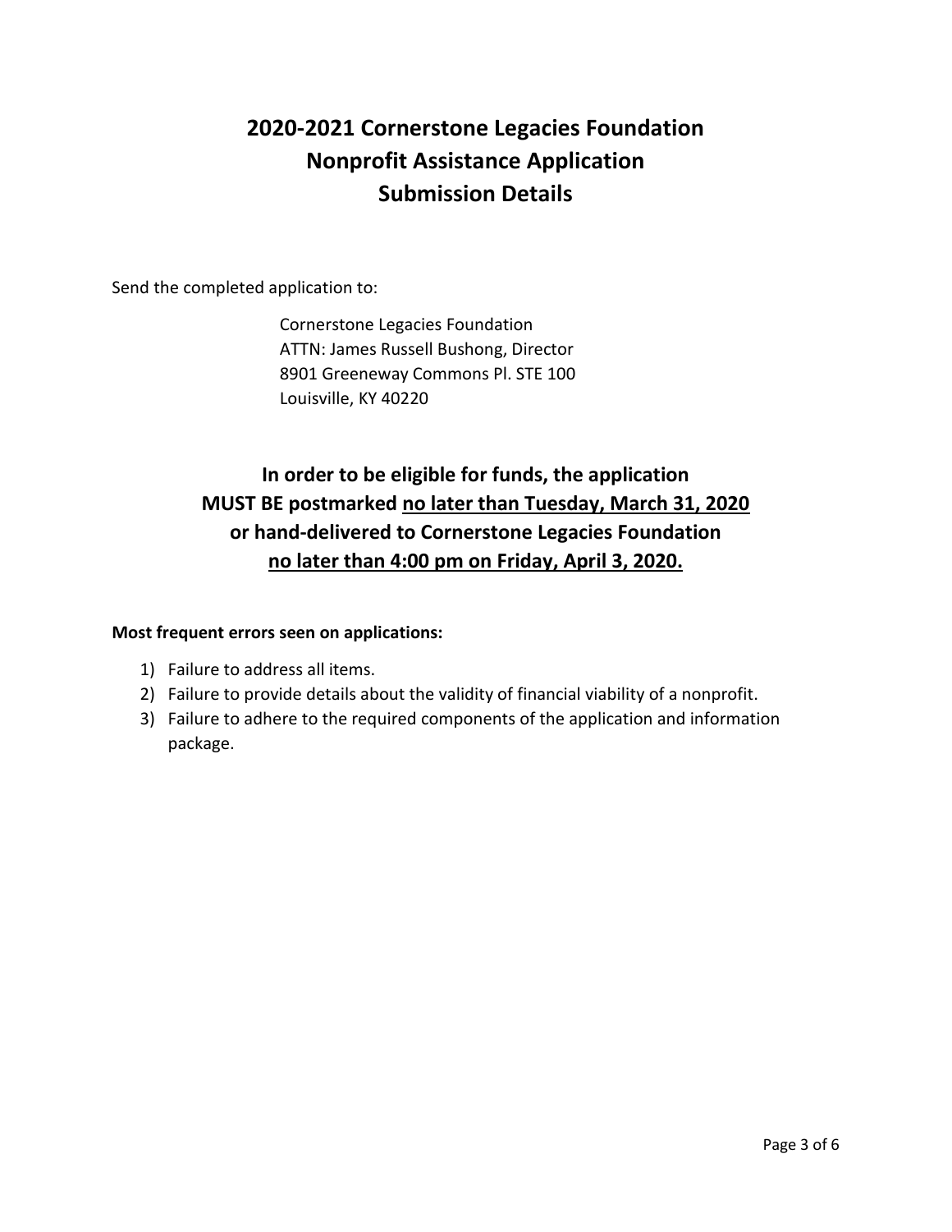# 2020-2021 Cornerstone Legacies Foundation Nonprofit Assistance Application Submission Details

Send the completed application to:

Cornerstone Legacies Foundation
ATTN: James Russell Bushong, Director
8901 Greeneway Commons Pl. STE 100
Louisville, KY 40220

**In order to be eligible for funds, the application MUST BE postmarked <u>no later than Tuesday, March 31, 2020</u> or hand-delivered to Cornerstone Legacies Foundation <u>no later than 4:00 pm on Friday, April 3, 2020.</u>**

**Most frequent errors seen on applications:**

1) Failure to address all items.
2) Failure to provide details about the validity of financial viability of a nonprofit.
3) Failure to adhere to the required components of the application and information package.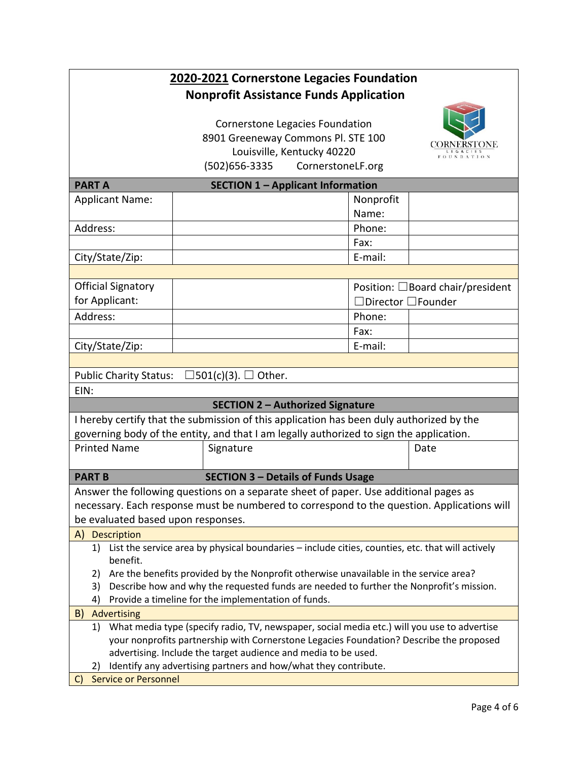# 2020-2021 Cornerstone Legacies Foundation
# Nonprofit Assistance Funds Application

Cornerstone Legacies Foundation
8901 Greeneway Commons Pl. STE 100
Louisville, Kentucky 40220
(502)656-3335 CornerstoneLF.org

## PART A — SECTION 1 – Applicant Information

| | | | |
|---|---|---|---|
| Applicant Name: | | Nonprofit Name: | |
| Address: | | Phone: | |
| | | Fax: | |
| City/State/Zip: | | E-mail: | |
| | | | |
| Official Signatory for Applicant: | | Position: ☐Board chair/president ☐Director ☐Founder | |
| Address: | | Phone: | |
| | | Fax: | |
| City/State/Zip: | | E-mail: | |

Public Charity Status: ☐501(c)(3). ☐ Other.

EIN:

## SECTION 2 – Authorized Signature

I hereby certify that the submission of this application has been duly authorized by the governing body of the entity, and that I am legally authorized to sign the application.

| Printed Name | Signature | Date |
|---|---|---|
| | | |

## PART B — SECTION 3 – Details of Funds Usage

Answer the following questions on a separate sheet of paper. Use additional pages as necessary. Each response must be numbered to correspond to the question. Applications will be evaluated based upon responses.

### A) Description

1) List the service area by physical boundaries – include cities, counties, etc. that will actively benefit.
2) Are the benefits provided by the Nonprofit otherwise unavailable in the service area?
3) Describe how and why the requested funds are needed to further the Nonprofit's mission.
4) Provide a timeline for the implementation of funds.

### B) Advertising

1) What media type (specify radio, TV, newspaper, social media etc.) will you use to advertise your nonprofits partnership with Cornerstone Legacies Foundation? Describe the proposed advertising. Include the target audience and media to be used.
2) Identify any advertising partners and how/what they contribute.

### C) Service or Personnel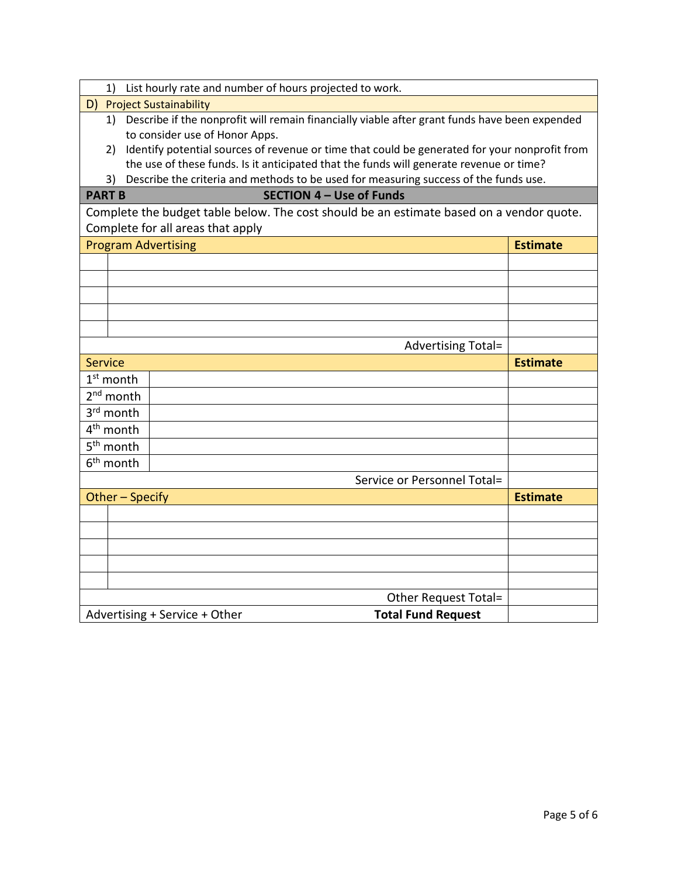1) List hourly rate and number of hours projected to work.

**D) Project Sustainability**

1) Describe if the nonprofit will remain financially viable after grant funds have been expended to consider use of Honor Apps.
2) Identify potential sources of revenue or time that could be generated for your nonprofit from the use of these funds. Is it anticipated that the funds will generate revenue or time?
3) Describe the criteria and methods to be used for measuring success of the funds use.

## PART B — SECTION 4 – Use of Funds

Complete the budget table below. The cost should be an estimate based on a vendor quote. Complete for all areas that apply

| Program Advertising | | **Estimate** |
|---|---|---|
| | | |
| | | |
| | | |
| | | |
| | | |
| | Advertising Total= | |
| **Service** | | **Estimate** |
| 1st month | | |
| 2nd month | | |
| 3rd month | | |
| 4th month | | |
| 5th month | | |
| 6th month | | |
| | Service or Personnel Total= | |
| **Other – Specify** | | **Estimate** |
| | | |
| | | |
| | | |
| | | |
| | | |
| | Other Request Total= | |
| Advertising + Service + Other | **Total Fund Request** | |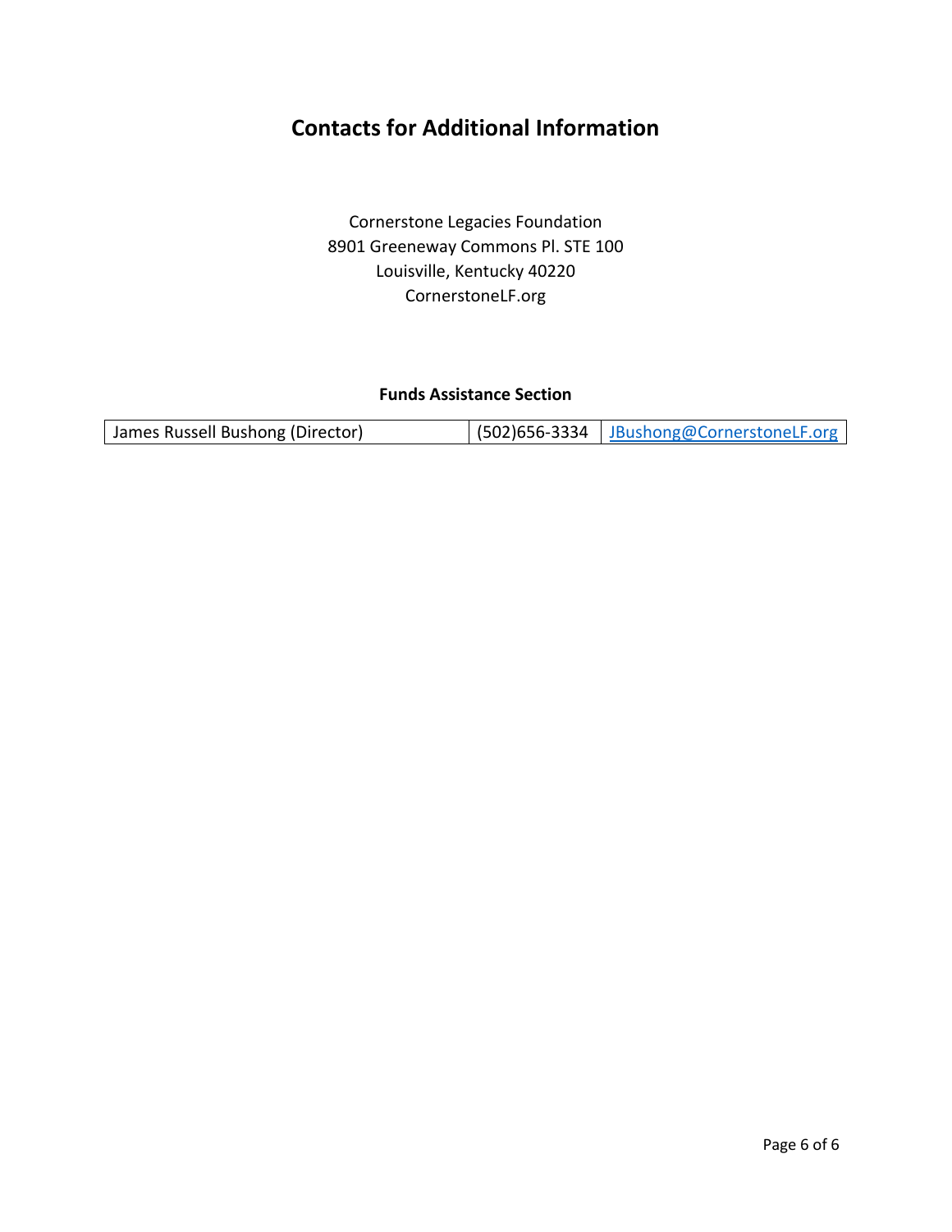# Contacts for Additional Information

Cornerstone Legacies Foundation
8901 Greeneway Commons Pl. STE 100
Louisville, Kentucky 40220
CornerstoneLF.org

**Funds Assistance Section**

| | | |
|---|---|---|
| James Russell Bushong (Director) | (502)656-3334 | JBushong@CornerstoneLF.org |